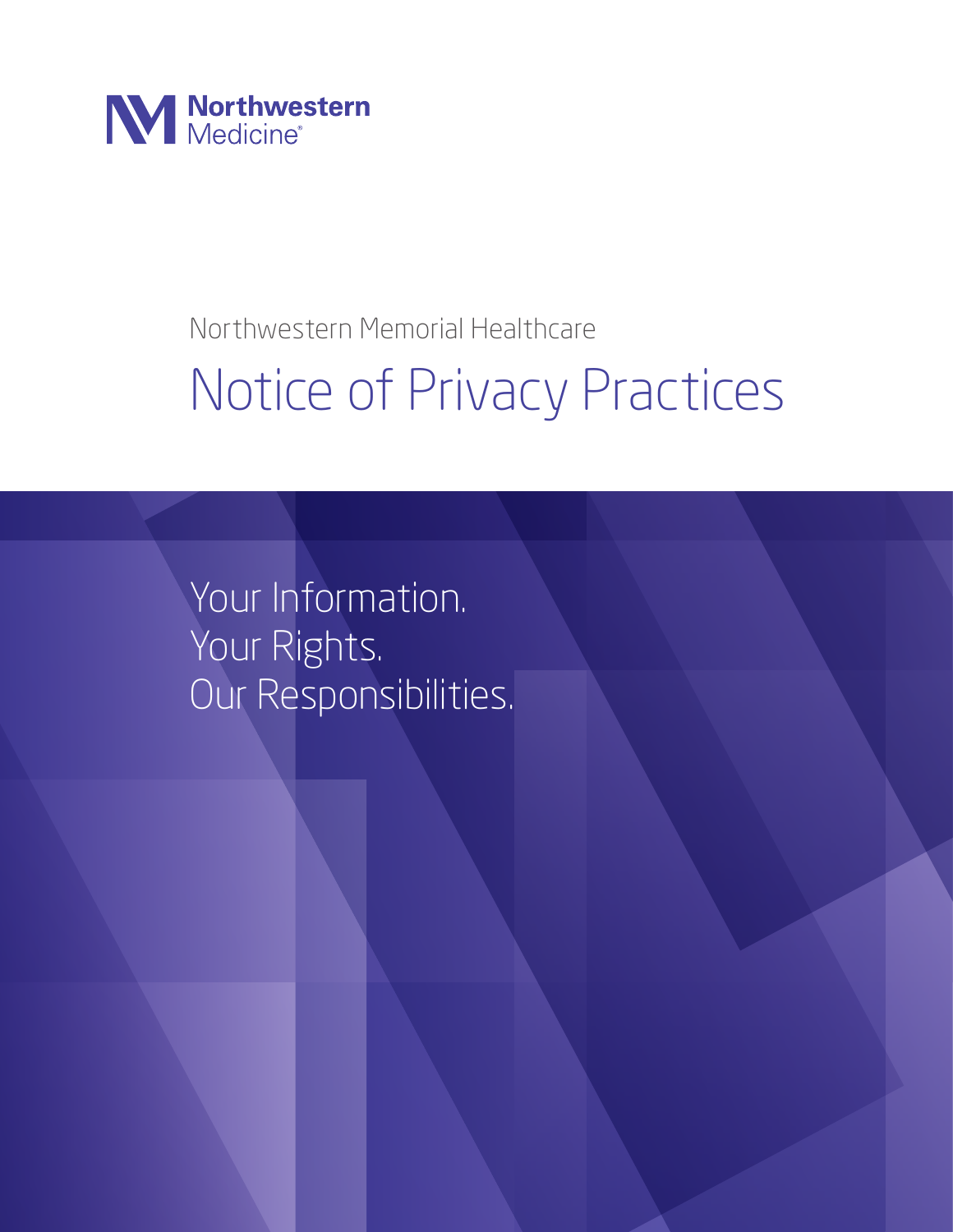Northwestern Medicine

Northwestern Memorial Healthcare

# Notice of Privacy Practices

Your Information.
Your Rights.
Our Responsibilities.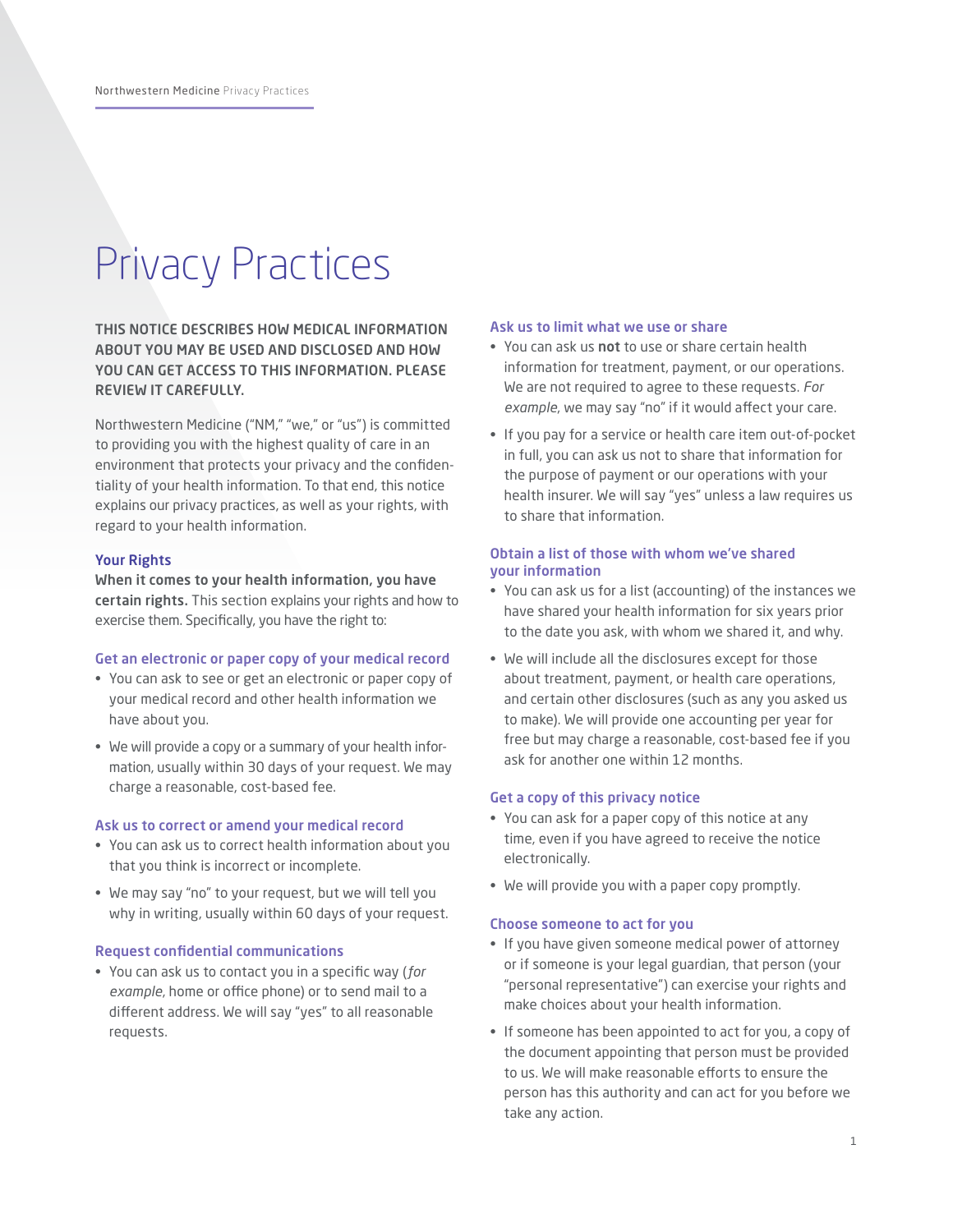# Privacy Practices

**THIS NOTICE DESCRIBES HOW MEDICAL INFORMATION ABOUT YOU MAY BE USED AND DISCLOSED AND HOW YOU CAN GET ACCESS TO THIS INFORMATION. PLEASE REVIEW IT CAREFULLY.**

Northwestern Medicine ("NM," "we," or "us") is committed to providing you with the highest quality of care in an environment that protects your privacy and the confidentiality of your health information. To that end, this notice explains our privacy practices, as well as your rights, with regard to your health information.

## Your Rights

**When it comes to your health information, you have certain rights.** This section explains your rights and how to exercise them. Specifically, you have the right to:

### Get an electronic or paper copy of your medical record

- You can ask to see or get an electronic or paper copy of your medical record and other health information we have about you.
- We will provide a copy or a summary of your health information, usually within 30 days of your request. We may charge a reasonable, cost-based fee.

### Ask us to correct or amend your medical record

- You can ask us to correct health information about you that you think is incorrect or incomplete.
- We may say "no" to your request, but we will tell you why in writing, usually within 60 days of your request.

### Request confidential communications

- You can ask us to contact you in a specific way (*for example*, home or office phone) or to send mail to a different address. We will say "yes" to all reasonable requests.

### Ask us to limit what we use or share

- You can ask us **not** to use or share certain health information for treatment, payment, or our operations. We are not required to agree to these requests. *For example*, we may say "no" if it would affect your care.
- If you pay for a service or health care item out-of-pocket in full, you can ask us not to share that information for the purpose of payment or our operations with your health insurer. We will say "yes" unless a law requires us to share that information.

### Obtain a list of those with whom we've shared your information

- You can ask us for a list (accounting) of the instances we have shared your health information for six years prior to the date you ask, with whom we shared it, and why.
- We will include all the disclosures except for those about treatment, payment, or health care operations, and certain other disclosures (such as any you asked us to make). We will provide one accounting per year for free but may charge a reasonable, cost-based fee if you ask for another one within 12 months.

### Get a copy of this privacy notice

- You can ask for a paper copy of this notice at any time, even if you have agreed to receive the notice electronically.
- We will provide you with a paper copy promptly.

### Choose someone to act for you

- If you have given someone medical power of attorney or if someone is your legal guardian, that person (your "personal representative") can exercise your rights and make choices about your health information.
- If someone has been appointed to act for you, a copy of the document appointing that person must be provided to us. We will make reasonable efforts to ensure the person has this authority and can act for you before we take any action.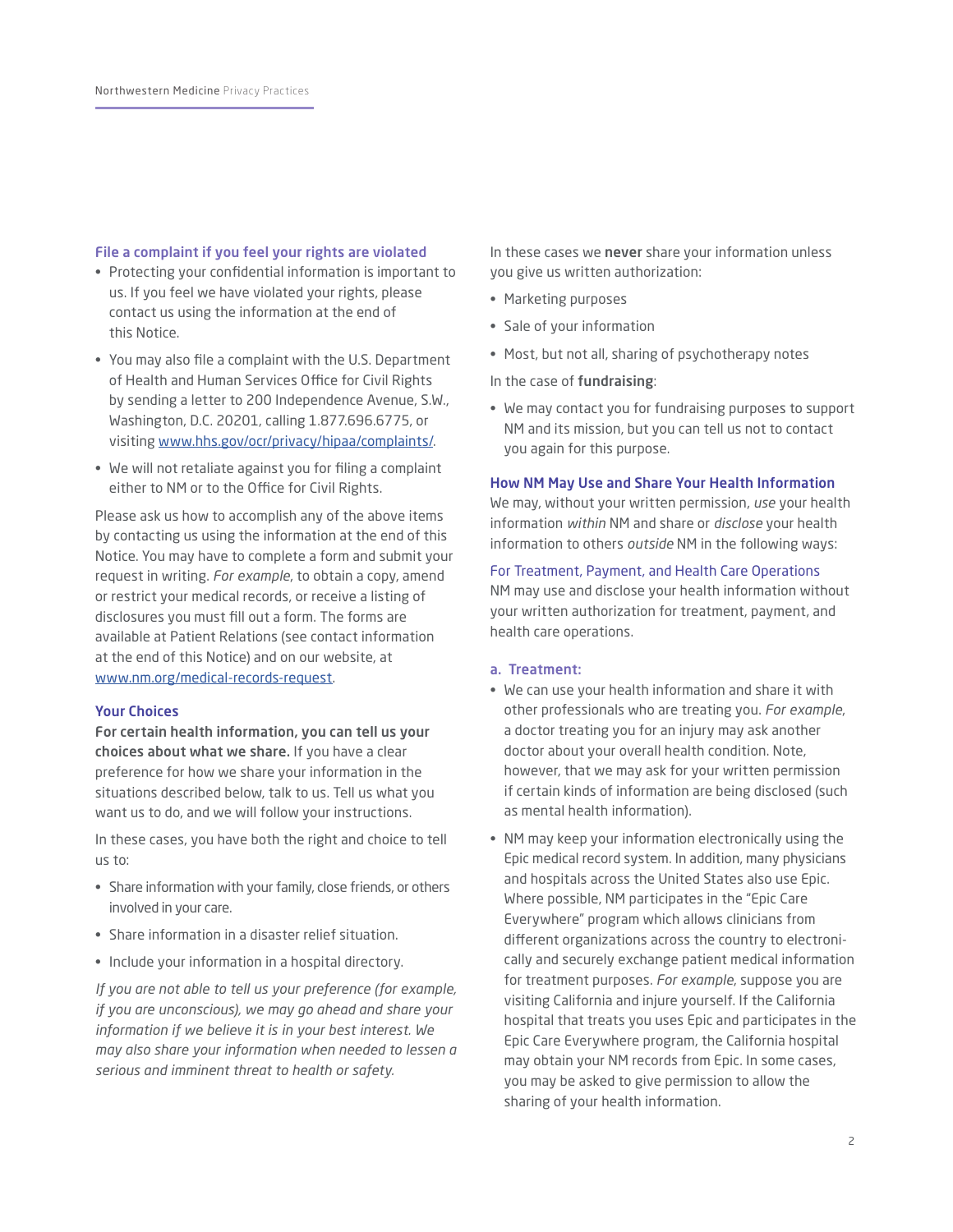### File a complaint if you feel your rights are violated

- Protecting your confidential information is important to us. If you feel we have violated your rights, please contact us using the information at the end of this Notice.
- You may also file a complaint with the U.S. Department of Health and Human Services Office for Civil Rights by sending a letter to 200 Independence Avenue, S.W., Washington, D.C. 20201, calling 1.877.696.6775, or visiting www.hhs.gov/ocr/privacy/hipaa/complaints/.
- We will not retaliate against you for filing a complaint either to NM or to the Office for Civil Rights.

Please ask us how to accomplish any of the above items by contacting us using the information at the end of this Notice. You may have to complete a form and submit your request in writing. *For example*, to obtain a copy, amend or restrict your medical records, or receive a listing of disclosures you must fill out a form. The forms are available at Patient Relations (see contact information at the end of this Notice) and on our website, at www.nm.org/medical-records-request.

## Your Choices

**For certain health information, you can tell us your choices about what we share.** If you have a clear preference for how we share your information in the situations described below, talk to us. Tell us what you want us to do, and we will follow your instructions.

In these cases, you have both the right and choice to tell us to:

- Share information with your family, close friends, or others involved in your care.
- Share information in a disaster relief situation.
- Include your information in a hospital directory.

*If you are not able to tell us your preference (for example, if you are unconscious), we may go ahead and share your information if we believe it is in your best interest. We may also share your information when needed to lessen a serious and imminent threat to health or safety.*

In these cases we **never** share your information unless you give us written authorization:

- Marketing purposes
- Sale of your information
- Most, but not all, sharing of psychotherapy notes

In the case of **fundraising**:

- We may contact you for fundraising purposes to support NM and its mission, but you can tell us not to contact you again for this purpose.

## How NM May Use and Share Your Health Information

We may, without your written permission, *use* your health information *within* NM and share or *disclose* your health information to others *outside* NM in the following ways:

### For Treatment, Payment, and Health Care Operations

NM may use and disclose your health information without your written authorization for treatment, payment, and health care operations.

#### a. Treatment:

- We can use your health information and share it with other professionals who are treating you. *For example*, a doctor treating you for an injury may ask another doctor about your overall health condition. Note, however, that we may ask for your written permission if certain kinds of information are being disclosed (such as mental health information).
- NM may keep your information electronically using the Epic medical record system. In addition, many physicians and hospitals across the United States also use Epic. Where possible, NM participates in the "Epic Care Everywhere" program which allows clinicians from different organizations across the country to electronically and securely exchange patient medical information for treatment purposes. *For example*, suppose you are visiting California and injure yourself. If the California hospital that treats you uses Epic and participates in the Epic Care Everywhere program, the California hospital may obtain your NM records from Epic. In some cases, you may be asked to give permission to allow the sharing of your health information.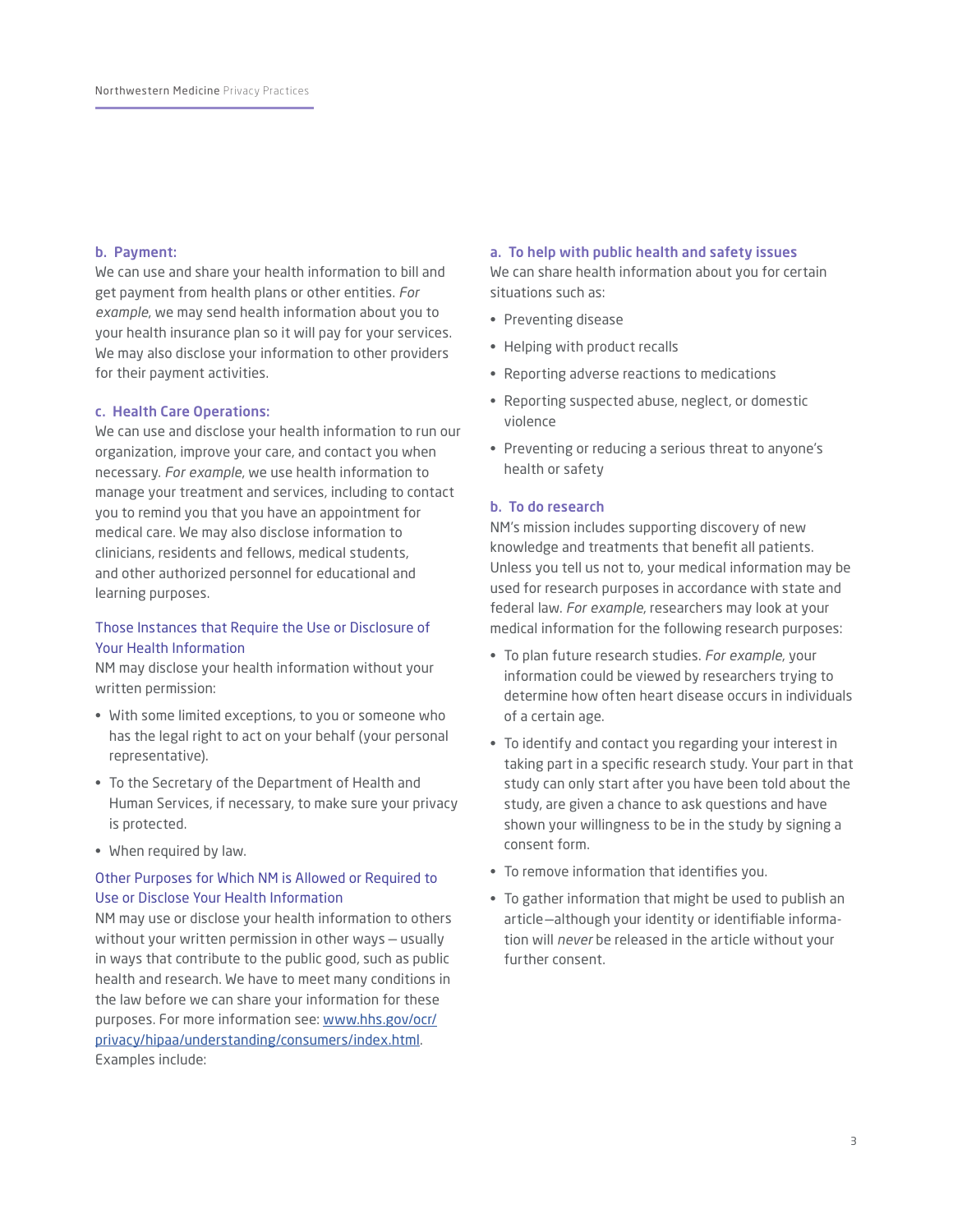### b. Payment:

We can use and share your health information to bill and get payment from health plans or other entities. *For example*, we may send health information about you to your health insurance plan so it will pay for your services. We may also disclose your information to other providers for their payment activities.

### c. Health Care Operations:

We can use and disclose your health information to run our organization, improve your care, and contact you when necessary. *For example*, we use health information to manage your treatment and services, including to contact you to remind you that you have an appointment for medical care. We may also disclose information to clinicians, residents and fellows, medical students, and other authorized personnel for educational and learning purposes.

## Those Instances that Require the Use or Disclosure of Your Health Information

NM may disclose your health information without your written permission:

- With some limited exceptions, to you or someone who has the legal right to act on your behalf (your personal representative).
- To the Secretary of the Department of Health and Human Services, if necessary, to make sure your privacy is protected.
- When required by law.

## Other Purposes for Which NM is Allowed or Required to Use or Disclose Your Health Information

NM may use or disclose your health information to others without your written permission in other ways – usually in ways that contribute to the public good, such as public health and research. We have to meet many conditions in the law before we can share your information for these purposes. For more information see: [www.hhs.gov/ocr/privacy/hipaa/understanding/consumers/index.html](http://www.hhs.gov/ocr/privacy/hipaa/understanding/consumers/index.html). Examples include:

### a. To help with public health and safety issues

We can share health information about you for certain situations such as:

- Preventing disease
- Helping with product recalls
- Reporting adverse reactions to medications
- Reporting suspected abuse, neglect, or domestic violence
- Preventing or reducing a serious threat to anyone's health or safety

### b. To do research

NM's mission includes supporting discovery of new knowledge and treatments that benefit all patients. Unless you tell us not to, your medical information may be used for research purposes in accordance with state and federal law. *For example*, researchers may look at your medical information for the following research purposes:

- To plan future research studies. *For example*, your information could be viewed by researchers trying to determine how often heart disease occurs in individuals of a certain age.
- To identify and contact you regarding your interest in taking part in a specific research study. Your part in that study can only start after you have been told about the study, are given a chance to ask questions and have shown your willingness to be in the study by signing a consent form.
- To remove information that identifies you.
- To gather information that might be used to publish an article—although your identity or identifiable information will *never* be released in the article without your further consent.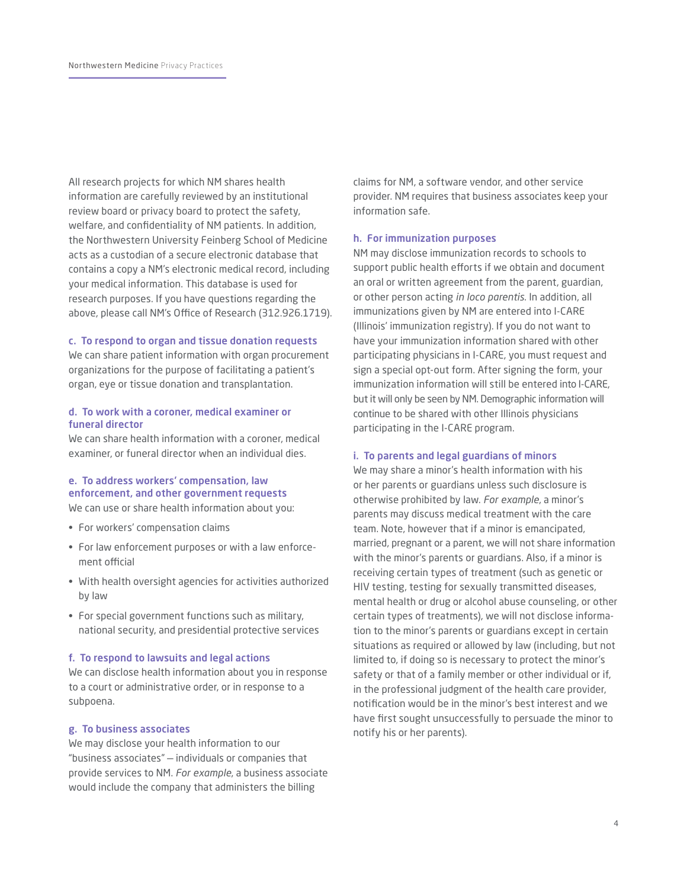All research projects for which NM shares health information are carefully reviewed by an institutional review board or privacy board to protect the safety, welfare, and confidentiality of NM patients. In addition, the Northwestern University Feinberg School of Medicine acts as a custodian of a secure electronic database that contains a copy a NM's electronic medical record, including your medical information. This database is used for research purposes. If you have questions regarding the above, please call NM's Office of Research (312.926.1719).

### c. To respond to organ and tissue donation requests

We can share patient information with organ procurement organizations for the purpose of facilitating a patient's organ, eye or tissue donation and transplantation.

### d. To work with a coroner, medical examiner or funeral director

We can share health information with a coroner, medical examiner, or funeral director when an individual dies.

### e. To address workers' compensation, law enforcement, and other government requests

We can use or share health information about you:

- For workers' compensation claims
- For law enforcement purposes or with a law enforcement official
- With health oversight agencies for activities authorized by law
- For special government functions such as military, national security, and presidential protective services

### f. To respond to lawsuits and legal actions

We can disclose health information about you in response to a court or administrative order, or in response to a subpoena.

### g. To business associates

We may disclose your health information to our "business associates" — individuals or companies that provide services to NM. *For example*, a business associate would include the company that administers the billing claims for NM, a software vendor, and other service provider. NM requires that business associates keep your information safe.

### h. For immunization purposes

NM may disclose immunization records to schools to support public health efforts if we obtain and document an oral or written agreement from the parent, guardian, or other person acting *in loco parentis*. In addition, all immunizations given by NM are entered into I-CARE (Illinois' immunization registry). If you do not want to have your immunization information shared with other participating physicians in I-CARE, you must request and sign a special opt-out form. After signing the form, your immunization information will still be entered into I-CARE, but it will only be seen by NM. Demographic information will continue to be shared with other Illinois physicians participating in the I-CARE program.

### i. To parents and legal guardians of minors

We may share a minor's health information with his or her parents or guardians unless such disclosure is otherwise prohibited by law. *For example*, a minor's parents may discuss medical treatment with the care team. Note, however that if a minor is emancipated, married, pregnant or a parent, we will not share information with the minor's parents or guardians. Also, if a minor is receiving certain types of treatment (such as genetic or HIV testing, testing for sexually transmitted diseases, mental health or drug or alcohol abuse counseling, or other certain types of treatments), we will not disclose information to the minor's parents or guardians except in certain situations as required or allowed by law (including, but not limited to, if doing so is necessary to protect the minor's safety or that of a family member or other individual or if, in the professional judgment of the health care provider, notification would be in the minor's best interest and we have first sought unsuccessfully to persuade the minor to notify his or her parents).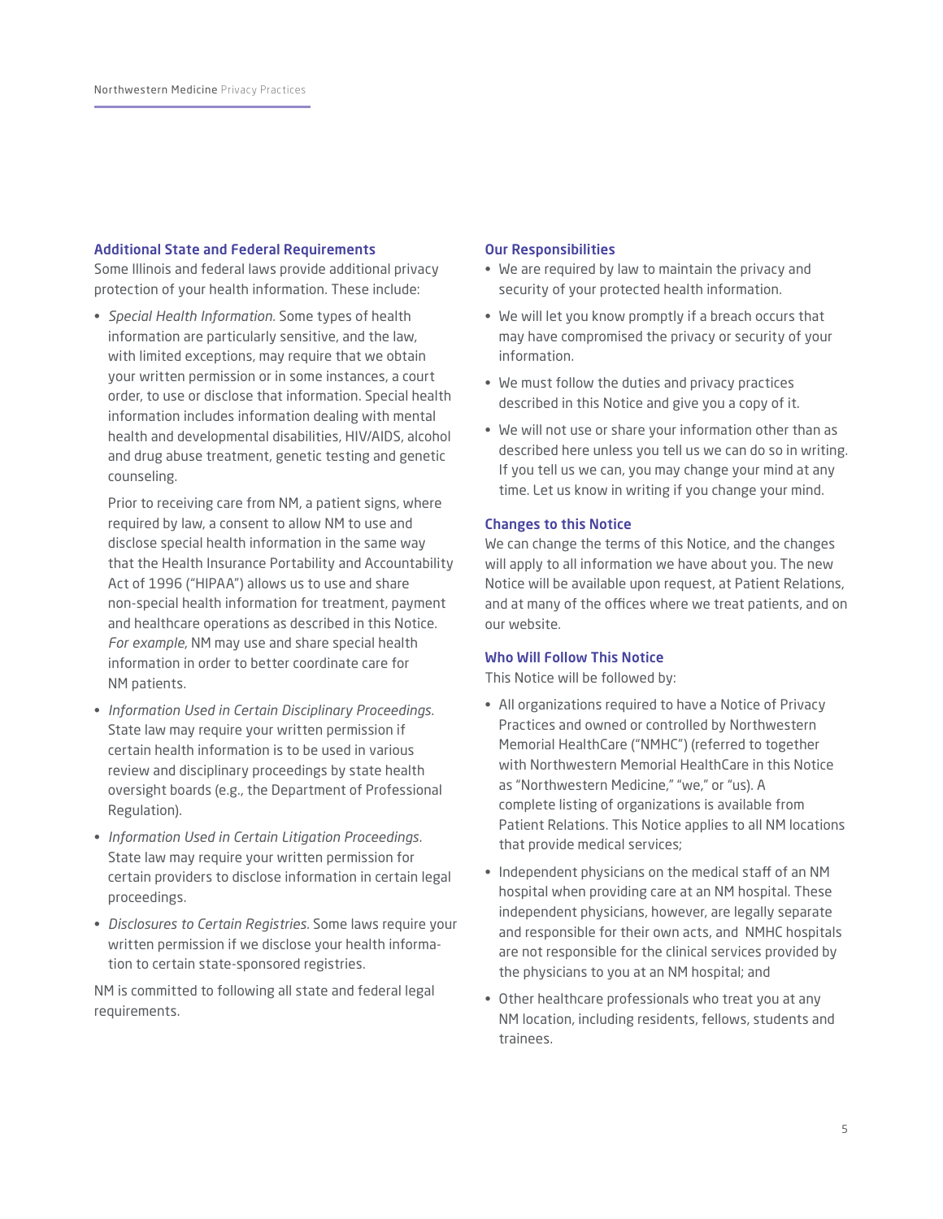## Additional State and Federal Requirements

Some Illinois and federal laws provide additional privacy protection of your health information. These include:

- *Special Health Information.* Some types of health information are particularly sensitive, and the law, with limited exceptions, may require that we obtain your written permission or in some instances, a court order, to use or disclose that information. Special health information includes information dealing with mental health and developmental disabilities, HIV/AIDS, alcohol and drug abuse treatment, genetic testing and genetic counseling.

  Prior to receiving care from NM, a patient signs, where required by law, a consent to allow NM to use and disclose special health information in the same way that the Health Insurance Portability and Accountability Act of 1996 ("HIPAA") allows us to use and share non-special health information for treatment, payment and healthcare operations as described in this Notice. *For example*, NM may use and share special health information in order to better coordinate care for NM patients.

- *Information Used in Certain Disciplinary Proceedings.* State law may require your written permission if certain health information is to be used in various review and disciplinary proceedings by state health oversight boards (e.g., the Department of Professional Regulation).
- *Information Used in Certain Litigation Proceedings.* State law may require your written permission for certain providers to disclose information in certain legal proceedings.
- *Disclosures to Certain Registries.* Some laws require your written permission if we disclose your health information to certain state-sponsored registries.

NM is committed to following all state and federal legal requirements.

## Our Responsibilities

- We are required by law to maintain the privacy and security of your protected health information.
- We will let you know promptly if a breach occurs that may have compromised the privacy or security of your information.
- We must follow the duties and privacy practices described in this Notice and give you a copy of it.
- We will not use or share your information other than as described here unless you tell us we can do so in writing. If you tell us we can, you may change your mind at any time. Let us know in writing if you change your mind.

## Changes to this Notice

We can change the terms of this Notice, and the changes will apply to all information we have about you. The new Notice will be available upon request, at Patient Relations, and at many of the offices where we treat patients, and on our website.

## Who Will Follow This Notice

This Notice will be followed by:

- All organizations required to have a Notice of Privacy Practices and owned or controlled by Northwestern Memorial HealthCare ("NMHC") (referred to together with Northwestern Memorial HealthCare in this Notice as "Northwestern Medicine," "we," or "us). A complete listing of organizations is available from Patient Relations. This Notice applies to all NM locations that provide medical services;
- Independent physicians on the medical staff of an NM hospital when providing care at an NM hospital. These independent physicians, however, are legally separate and responsible for their own acts, and NMHC hospitals are not responsible for the clinical services provided by the physicians to you at an NM hospital; and
- Other healthcare professionals who treat you at any NM location, including residents, fellows, students and trainees.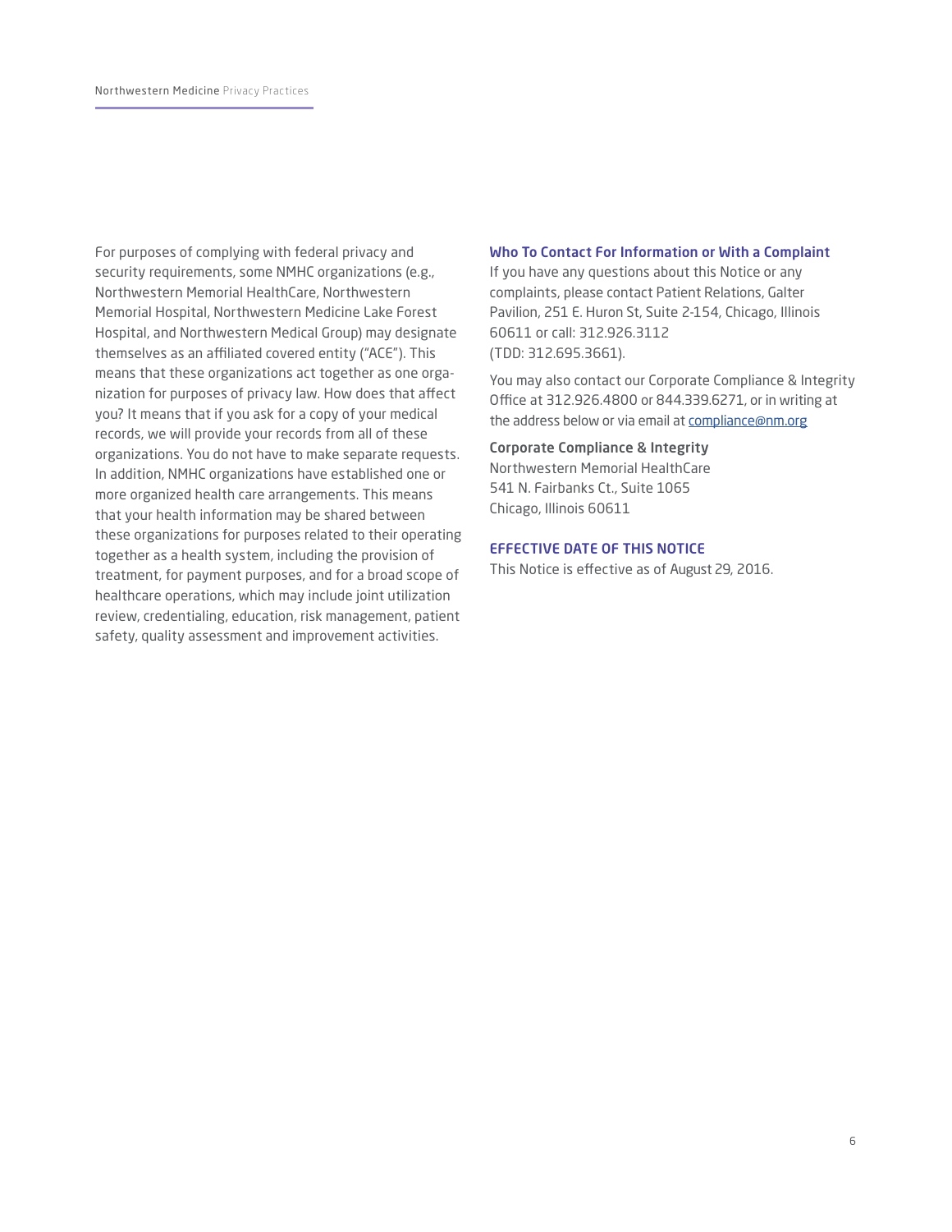For purposes of complying with federal privacy and security requirements, some NMHC organizations (e.g., Northwestern Memorial HealthCare, Northwestern Memorial Hospital, Northwestern Medicine Lake Forest Hospital, and Northwestern Medical Group) may designate themselves as an affiliated covered entity ("ACE"). This means that these organizations act together as one organization for purposes of privacy law. How does that affect you? It means that if you ask for a copy of your medical records, we will provide your records from all of these organizations. You do not have to make separate requests. In addition, NMHC organizations have established one or more organized health care arrangements. This means that your health information may be shared between these organizations for purposes related to their operating together as a health system, including the provision of treatment, for payment purposes, and for a broad scope of healthcare operations, which may include joint utilization review, credentialing, education, risk management, patient safety, quality assessment and improvement activities.

### Who To Contact For Information or With a Complaint

If you have any questions about this Notice or any complaints, please contact Patient Relations, Galter Pavilion, 251 E. Huron St, Suite 2-154, Chicago, Illinois 60611 or call: 312.926.3112 (TDD: 312.695.3661).

You may also contact our Corporate Compliance & Integrity Office at 312.926.4800 or 844.339.6271, or in writing at the address below or via email at compliance@nm.org

**Corporate Compliance & Integrity**
Northwestern Memorial HealthCare
541 N. Fairbanks Ct., Suite 1065
Chicago, Illinois 60611

### EFFECTIVE DATE OF THIS NOTICE

This Notice is effective as of August 29, 2016.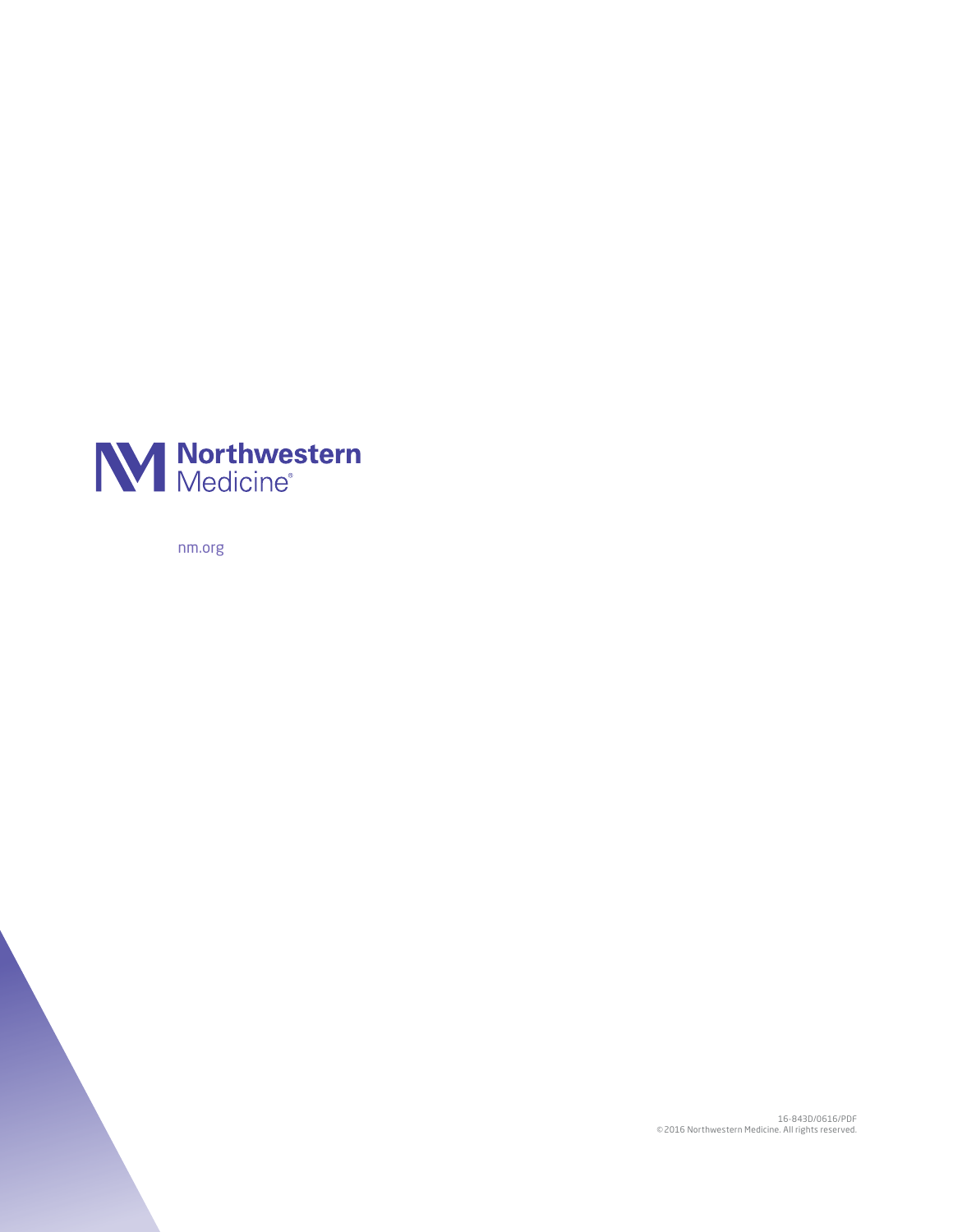Northwestern Medicine®

nm.org

16-843D/0616/PDF
© 2016 Northwestern Medicine. All rights reserved.